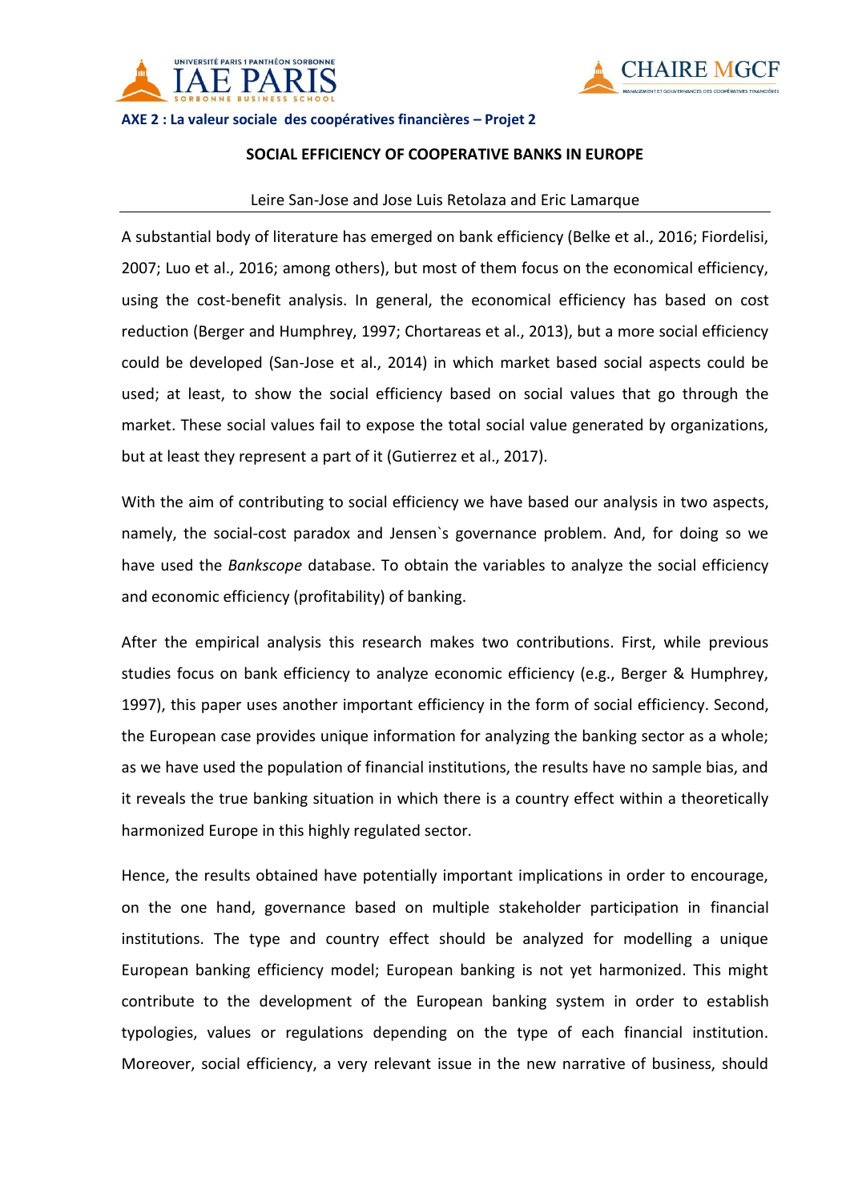**AXE 2 : La valeur sociale des coopératives financières – Projet 2**

# SOCIAL EFFICIENCY OF COOPERATIVE BANKS IN EUROPE

Leire San-Jose and Jose Luis Retolaza and Eric Lamarque

---

A substantial body of literature has emerged on bank efficiency (Belke et al., 2016; Fiordelisi, 2007; Luo et al., 2016; among others), but most of them focus on the economical efficiency, using the cost-benefit analysis. In general, the economical efficiency has based on cost reduction (Berger and Humphrey, 1997; Chortareas et al., 2013), but a more social efficiency could be developed (San-Jose et al., 2014) in which market based social aspects could be used; at least, to show the social efficiency based on social values that go through the market. These social values fail to expose the total social value generated by organizations, but at least they represent a part of it (Gutierrez et al., 2017).

With the aim of contributing to social efficiency we have based our analysis in two aspects, namely, the social-cost paradox and Jensen`s governance problem. And, for doing so we have used the *Bankscope* database. To obtain the variables to analyze the social efficiency and economic efficiency (profitability) of banking.

After the empirical analysis this research makes two contributions. First, while previous studies focus on bank efficiency to analyze economic efficiency (e.g., Berger & Humphrey, 1997), this paper uses another important efficiency in the form of social efficiency. Second, the European case provides unique information for analyzing the banking sector as a whole; as we have used the population of financial institutions, the results have no sample bias, and it reveals the true banking situation in which there is a country effect within a theoretically harmonized Europe in this highly regulated sector.

Hence, the results obtained have potentially important implications in order to encourage, on the one hand, governance based on multiple stakeholder participation in financial institutions. The type and country effect should be analyzed for modelling a unique European banking efficiency model; European banking is not yet harmonized. This might contribute to the development of the European banking system in order to establish typologies, values or regulations depending on the type of each financial institution. Moreover, social efficiency, a very relevant issue in the new narrative of business, should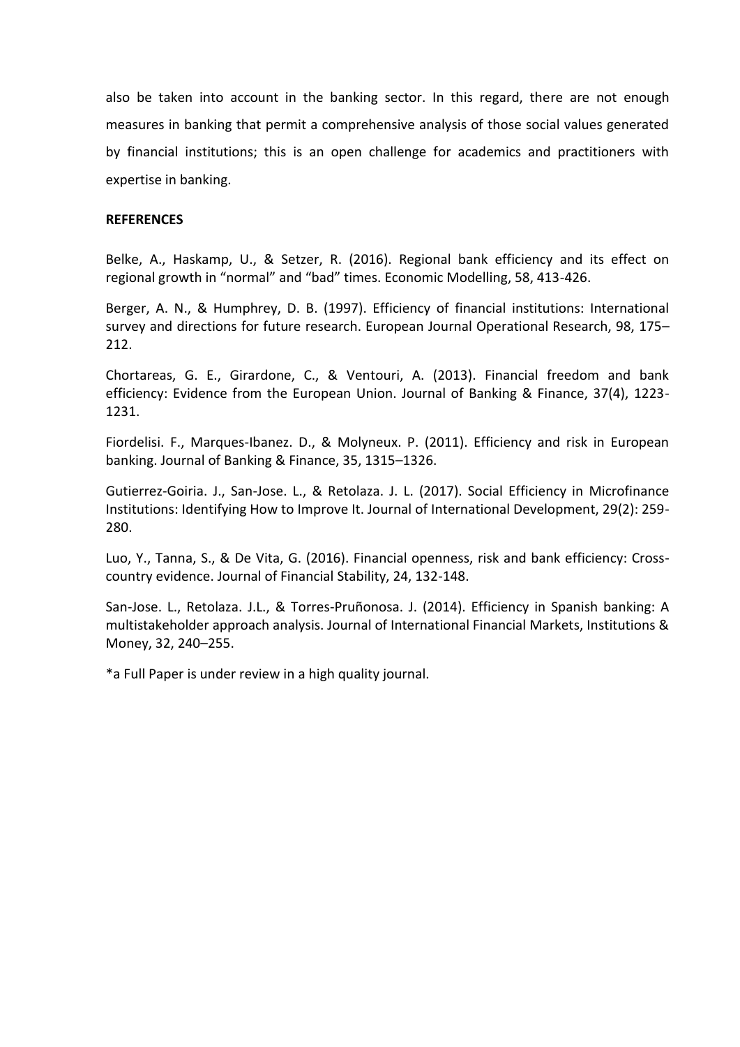also be taken into account in the banking sector. In this regard, there are not enough measures in banking that permit a comprehensive analysis of those social values generated by financial institutions; this is an open challenge for academics and practitioners with expertise in banking.

**REFERENCES**

Belke, A., Haskamp, U., & Setzer, R. (2016). Regional bank efficiency and its effect on regional growth in "normal" and "bad" times. Economic Modelling, 58, 413-426.

Berger, A. N., & Humphrey, D. B. (1997). Efficiency of financial institutions: International survey and directions for future research. European Journal Operational Research, 98, 175–212.

Chortareas, G. E., Girardone, C., & Ventouri, A. (2013). Financial freedom and bank efficiency: Evidence from the European Union. Journal of Banking & Finance, 37(4), 1223-1231.

Fiordelisi. F., Marques-Ibanez. D., & Molyneux. P. (2011). Efficiency and risk in European banking. Journal of Banking & Finance, 35, 1315–1326.

Gutierrez-Goiria. J., San-Jose. L., & Retolaza. J. L. (2017). Social Efficiency in Microfinance Institutions: Identifying How to Improve It. Journal of International Development, 29(2): 259-280.

Luo, Y., Tanna, S., & De Vita, G. (2016). Financial openness, risk and bank efficiency: Cross-country evidence. Journal of Financial Stability, 24, 132-148.

San-Jose. L., Retolaza. J.L., & Torres-Pruñonosa. J. (2014). Efficiency in Spanish banking: A multistakeholder approach analysis. Journal of International Financial Markets, Institutions & Money, 32, 240–255.

*a Full Paper is under review in a high quality journal.